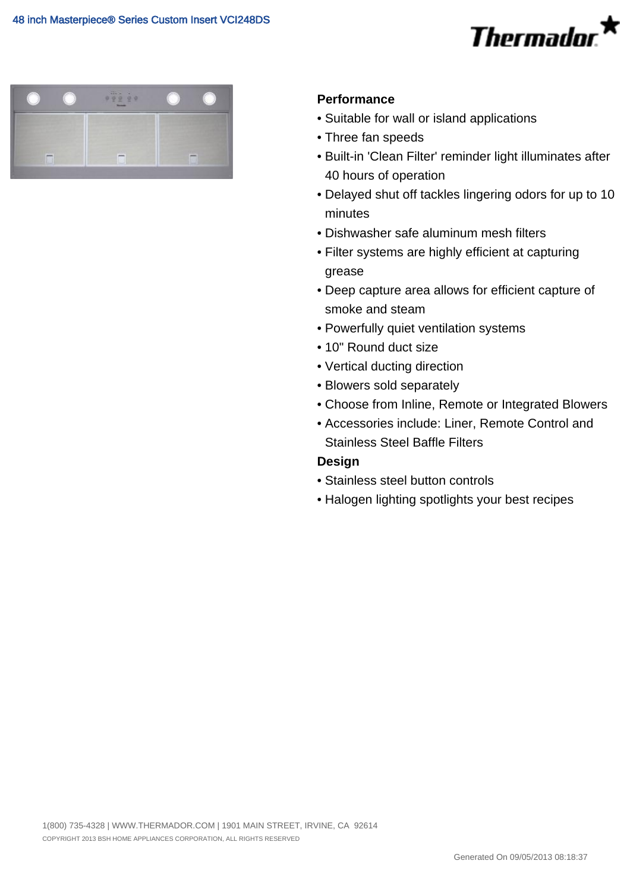# 48 inch Masterpiece® Series Custom Insert VCI248DS

Thermador

## Performance

- Suitable for wall or island applications
- Three fan speeds
- Built-in 'Clean Filter' reminder light illuminates after 40 hours of operation
- Delayed shut off tackles lingering odors for up to 10 minutes
- Dishwasher safe aluminum mesh filters
- Filter systems are highly efficient at capturing grease
- Deep capture area allows for efficient capture of smoke and steam
- Powerfully quiet ventilation systems
- 10" Round duct size
- Vertical ducting direction
- Blowers sold separately
- Choose from Inline, Remote or Integrated Blowers
- Accessories include: Liner, Remote Control and Stainless Steel Baffle Filters

## Design

- Stainless steel button controls
- Halogen lighting spotlights your best recipes

1(800) 735-4328 | WWW.THERMADOR.COM | 1901 MAIN STREET, IRVINE, CA 92614

COPYRIGHT 2013 BSH HOME APPLIANCES CORPORATION, ALL RIGHTS RESERVED

Generated On 09/05/2013 08:18:37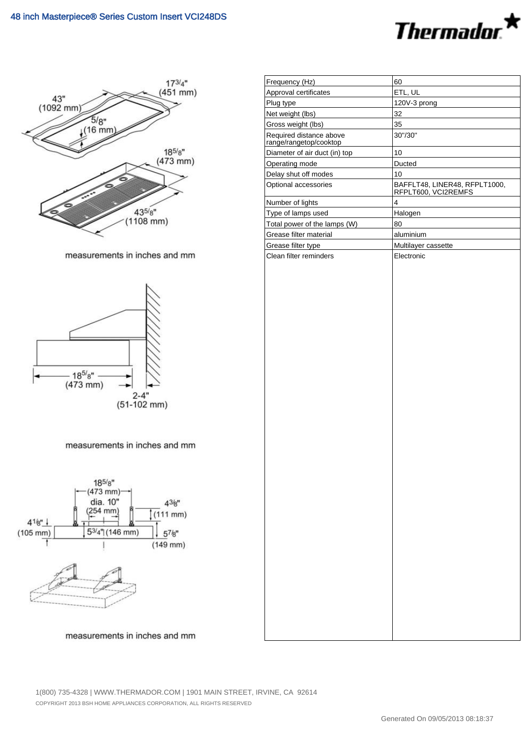# 48 inch Masterpiece® Series Custom Insert VCI248DS

17 3/4"
(451 mm)
43"
(1092 mm)
5/8"
(16 mm)
18 5/8"
(473 mm)
43 5/8"
(1108 mm)

measurements in inches and mm

18 5/8"
(473 mm)
2-4"
(51-102 mm)

measurements in inches and mm

18 5/8"
(473 mm)
dia. 10"
(254 mm)
4 3/8"
(111 mm)
4 1/8"
(105 mm)
5 3/4" (146 mm)
5 7/8"
(149 mm)

measurements in inches and mm

| | |
|---|---|
| Frequency (Hz) | 60 |
| Approval certificates | ETL, UL |
| Plug type | 120V-3 prong |
| Net weight (lbs) | 32 |
| Gross weight (lbs) | 35 |
| Required distance above range/rangetop/cooktop | 30"/30" |
| Diameter of air duct (in) top | 10 |
| Operating mode | Ducted |
| Delay shut off modes | 10 |
| Optional accessories | BAFFLT48, LINER48, RFPLT1000, RFPLT600, VCI2REMFS |
| Number of lights | 4 |
| Type of lamps used | Halogen |
| Total power of the lamps (W) | 80 |
| Grease filter material | aluminium |
| Grease filter type | Multilayer cassette |
| Clean filter reminders | Electronic |

1(800) 735-4328 | WWW.THERMADOR.COM | 1901 MAIN STREET, IRVINE, CA 92614
COPYRIGHT 2013 BSH HOME APPLIANCES CORPORATION, ALL RIGHTS RESERVED

Generated On 09/05/2013 08:18:37